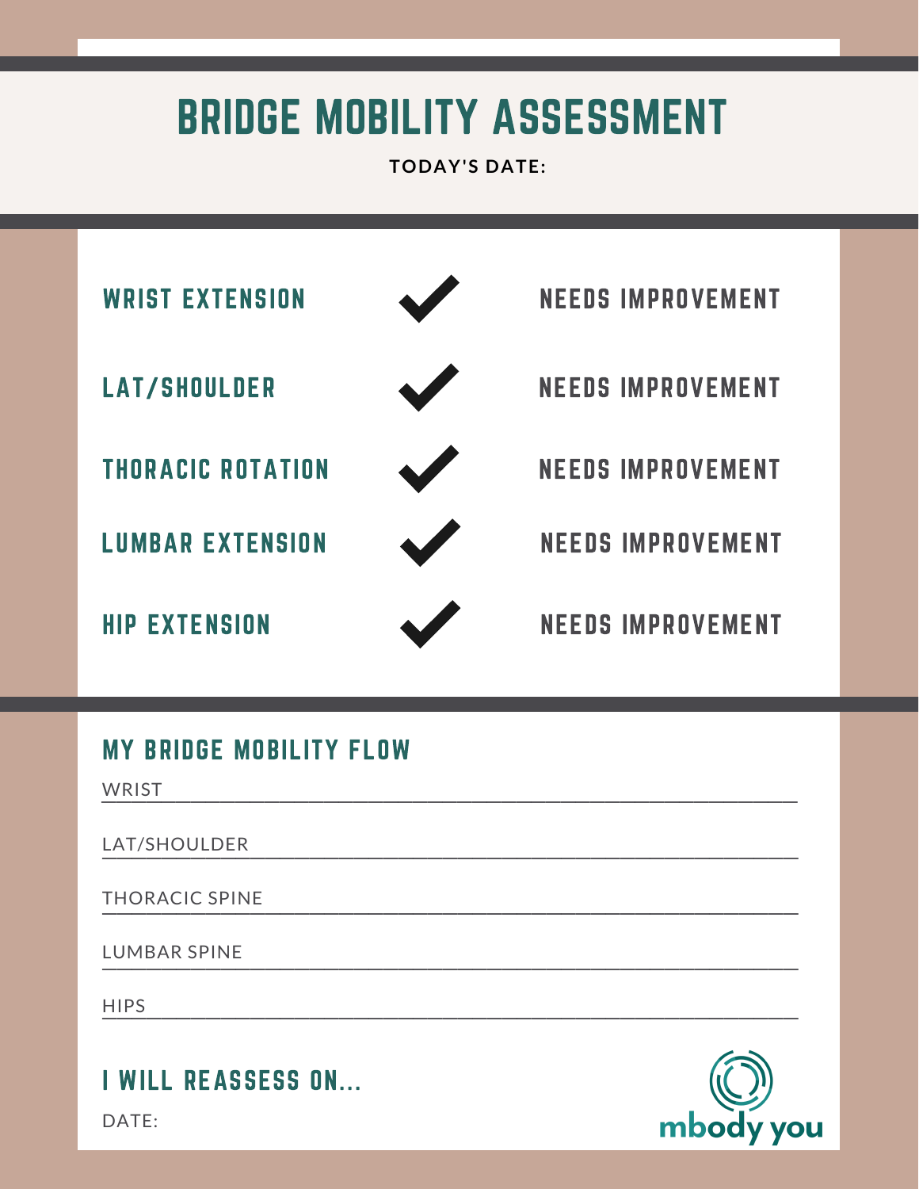# BRIDGE MOBILITY ASSESSMENT

**TODAY'S DATE:**

| | | |
|---|---|---|
| WRIST EXTENSION | ✔ | NEEDS IMPROVEMENT |
| LAT/SHOULDER | ✔ | NEEDS IMPROVEMENT |
| THORACIC ROTATION | ✔ | NEEDS IMPROVEMENT |
| LUMBAR EXTENSION | ✔ | NEEDS IMPROVEMENT |
| HIP EXTENSION | ✔ | NEEDS IMPROVEMENT |

## MY BRIDGE MOBILITY FLOW

WRIST ____________________________________________

LAT/SHOULDER ____________________________________________

THORACIC SPINE ____________________________________________

LUMBAR SPINE ____________________________________________

HIPS ____________________________________________

## I WILL REASSESS ON...

DATE:

mbody you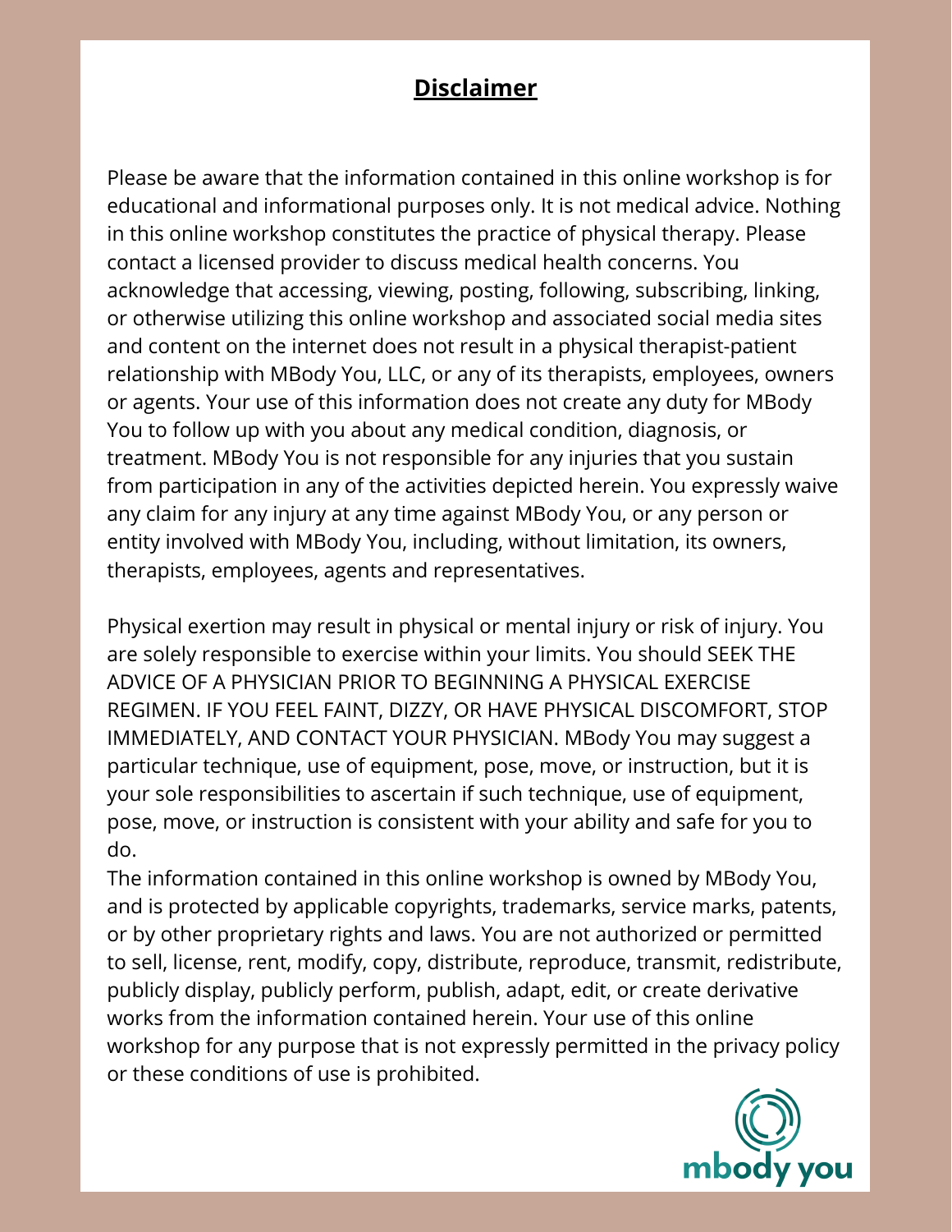# **Disclaimer**

Please be aware that the information contained in this online workshop is for educational and informational purposes only. It is not medical advice. Nothing in this online workshop constitutes the practice of physical therapy. Please contact a licensed provider to discuss medical health concerns. You acknowledge that accessing, viewing, posting, following, subscribing, linking, or otherwise utilizing this online workshop and associated social media sites and content on the internet does not result in a physical therapist-patient relationship with MBody You, LLC, or any of its therapists, employees, owners or agents. Your use of this information does not create any duty for MBody You to follow up with you about any medical condition, diagnosis, or treatment. MBody You is not responsible for any injuries that you sustain from participation in any of the activities depicted herein. You expressly waive any claim for any injury at any time against MBody You, or any person or entity involved with MBody You, including, without limitation, its owners, therapists, employees, agents and representatives.

Physical exertion may result in physical or mental injury or risk of injury. You are solely responsible to exercise within your limits. You should SEEK THE ADVICE OF A PHYSICIAN PRIOR TO BEGINNING A PHYSICAL EXERCISE REGIMEN. IF YOU FEEL FAINT, DIZZY, OR HAVE PHYSICAL DISCOMFORT, STOP IMMEDIATELY, AND CONTACT YOUR PHYSICIAN. MBody You may suggest a particular technique, use of equipment, pose, move, or instruction, but it is your sole responsibilities to ascertain if such technique, use of equipment, pose, move, or instruction is consistent with your ability and safe for you to do.

The information contained in this online workshop is owned by MBody You, and is protected by applicable copyrights, trademarks, service marks, patents, or by other proprietary rights and laws. You are not authorized or permitted to sell, license, rent, modify, copy, distribute, reproduce, transmit, redistribute, publicly display, publicly perform, publish, adapt, edit, or create derivative works from the information contained herein. Your use of this online workshop for any purpose that is not expressly permitted in the privacy policy or these conditions of use is prohibited.

mbody you